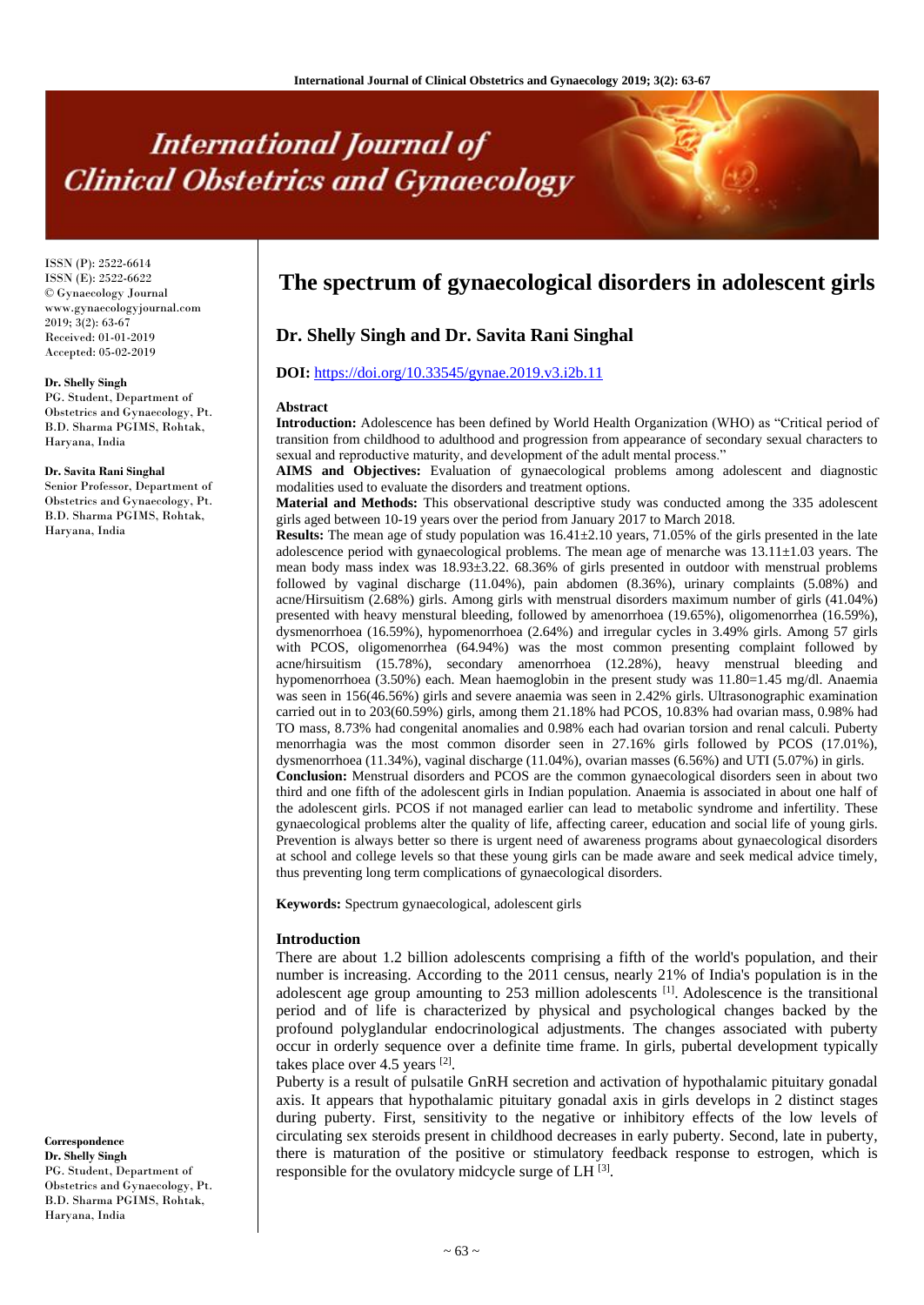# The spectrum of gynaecological disorders in adolescent girls

**Dr. Shelly Singh and Dr. Savita Rani Singhal**

**DOI:** https://doi.org/10.33545/gynae.2019.v3.i2b.11

ISSN (P): 2522-6614
ISSN (E): 2522-6622
© Gynaecology Journal
www.gynaecologyjournal.com
2019; 3(2): 63-67
Received: 01-01-2019
Accepted: 05-02-2019

**Dr. Shelly Singh**
PG. Student, Department of Obstetrics and Gynaecology, Pt. B.D. Sharma PGIMS, Rohtak, Haryana, India

**Dr. Savita Rani Singhal**
Senior Professor, Department of Obstetrics and Gynaecology, Pt. B.D. Sharma PGIMS, Rohtak, Haryana, India

**Correspondence**
**Dr. Shelly Singh**
PG. Student, Department of Obstetrics and Gynaecology, Pt. B.D. Sharma PGIMS, Rohtak, Haryana, India

## Abstract

**Introduction:** Adolescence has been defined by World Health Organization (WHO) as "Critical period of transition from childhood to adulthood and progression from appearance of secondary sexual characters to sexual and reproductive maturity, and development of the adult mental process."

**AIMS and Objectives:** Evaluation of gynaecological problems among adolescent and diagnostic modalities used to evaluate the disorders and treatment options.

**Material and Methods:** This observational descriptive study was conducted among the 335 adolescent girls aged between 10-19 years over the period from January 2017 to March 2018.

**Results:** The mean age of study population was 16.41±2.10 years, 71.05% of the girls presented in the late adolescence period with gynaecological problems. The mean age of menarche was 13.11±1.03 years. The mean body mass index was 18.93±3.22. 68.36% of girls presented in outdoor with menstrual problems followed by vaginal discharge (11.04%), pain abdomen (8.36%), urinary complaints (5.08%) and acne/Hirsuitism (2.68%) girls. Among girls with menstrual disorders maximum number of girls (41.04%) presented with heavy menstrual bleeding, followed by amenorrhoea (19.65%), oligomenorrhea (16.59%), dysmenorrhoea (16.59%), hypomenorrhoea (2.64%) and irregular cycles in 3.49% girls. Among 57 girls with PCOS, oligomenorrhea (64.94%) was the most common presenting complaint followed by acne/hirsuitism (15.78%), secondary amenorrhoea (12.28%), heavy menstrual bleeding and hypomenorrhoea (3.50%) each. Mean haemoglobin in the present study was 11.80=1.45 mg/dl. Anaemia was seen in 156(46.56%) girls and severe anaemia was seen in 2.42% girls. Ultrasonographic examination carried out in to 203(60.59%) girls, among them 21.18% had PCOS, 10.83% had ovarian mass, 0.98% had TO mass, 8.73% had congenital anomalies and 0.98% each had ovarian torsion and renal calculi. Puberty menorrhagia was the most common disorder seen in 27.16% girls followed by PCOS (17.01%), dysmenorrhoea (11.34%), vaginal discharge (11.04%), ovarian masses (6.56%) and UTI (5.07%) in girls.

**Conclusion:** Menstrual disorders and PCOS are the common gynaecological disorders seen in about two third and one fifth of the adolescent girls in Indian population. Anaemia is associated in about one half of the adolescent girls. PCOS if not managed earlier can lead to metabolic syndrome and infertility. These gynaecological problems alter the quality of life, affecting career, education and social life of young girls. Prevention is always better so there is urgent need of awareness programs about gynaecological disorders at school and college levels so that these young girls can be made aware and seek medical advice timely, thus preventing long term complications of gynaecological disorders.

**Keywords:** Spectrum gynaecological, adolescent girls

## Introduction

There are about 1.2 billion adolescents comprising a fifth of the world's population, and their number is increasing. According to the 2011 census, nearly 21% of India's population is in the adolescent age group amounting to 253 million adolescents [1]. Adolescence is the transitional period and of life is characterized by physical and psychological changes backed by the profound polyglandular endocrinological adjustments. The changes associated with puberty occur in orderly sequence over a definite time frame. In girls, pubertal development typically takes place over 4.5 years [2].

Puberty is a result of pulsatile GnRH secretion and activation of hypothalamic pituitary gonadal axis. It appears that hypothalamic pituitary gonadal axis in girls develops in 2 distinct stages during puberty. First, sensitivity to the negative or inhibitory effects of the low levels of circulating sex steroids present in childhood decreases in early puberty. Second, late in puberty, there is maturation of the positive or stimulatory feedback response to estrogen, which is responsible for the ovulatory midcycle surge of LH [3].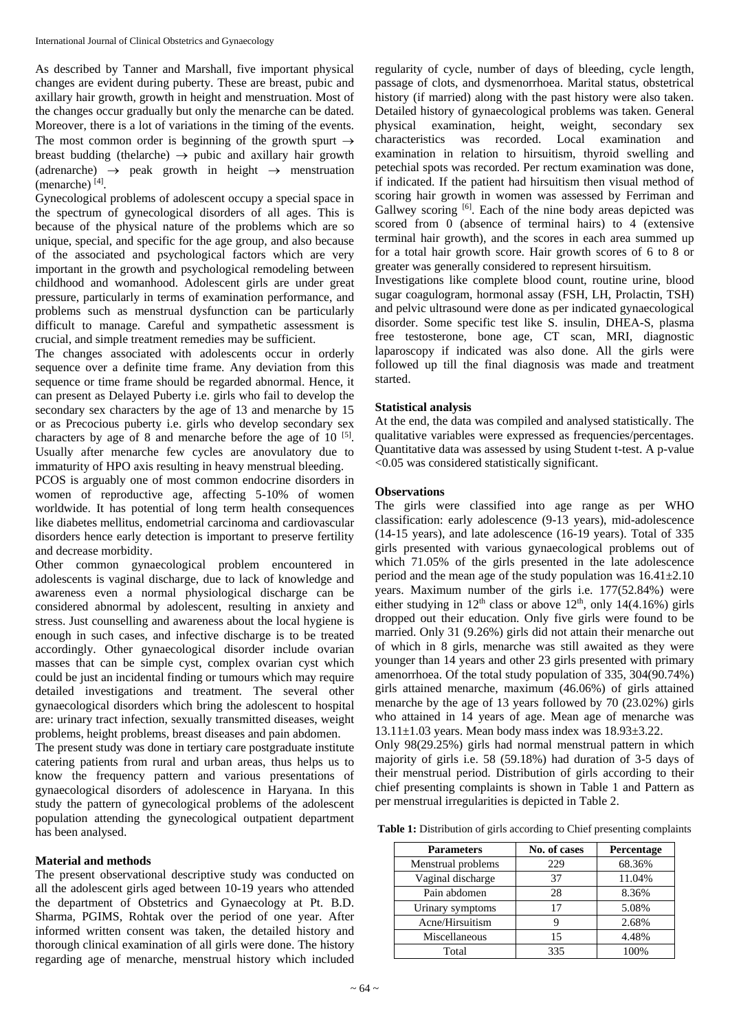As described by Tanner and Marshall, five important physical changes are evident during puberty. These are breast, pubic and axillary hair growth, growth in height and menstruation. Most of the changes occur gradually but only the menarche can be dated. Moreover, there is a lot of variations in the timing of the events. The most common order is beginning of the growth spurt → breast budding (thelarche) → pubic and axillary hair growth (adrenarche) → peak growth in height → menstruation (menarche) [4].

Gynecological problems of adolescent occupy a special space in the spectrum of gynecological disorders of all ages. This is because of the physical nature of the problems which are so unique, special, and specific for the age group, and also because of the associated and psychological factors which are very important in the growth and psychological remodeling between childhood and womanhood. Adolescent girls are under great pressure, particularly in terms of examination performance, and problems such as menstrual dysfunction can be particularly difficult to manage. Careful and sympathetic assessment is crucial, and simple treatment remedies may be sufficient.

The changes associated with adolescents occur in orderly sequence over a definite time frame. Any deviation from this sequence or time frame should be regarded abnormal. Hence, it can present as Delayed Puberty i.e. girls who fail to develop the secondary sex characters by the age of 13 and menarche by 15 or as Precocious puberty i.e. girls who develop secondary sex characters by age of 8 and menarche before the age of 10 [5]. Usually after menarche few cycles are anovulatory due to immaturity of HPO axis resulting in heavy menstrual bleeding.

PCOS is arguably one of most common endocrine disorders in women of reproductive age, affecting 5-10% of women worldwide. It has potential of long term health consequences like diabetes mellitus, endometrial carcinoma and cardiovascular disorders hence early detection is important to preserve fertility and decrease morbidity.

Other common gynaecological problem encountered in adolescents is vaginal discharge, due to lack of knowledge and awareness even a normal physiological discharge can be considered abnormal by adolescent, resulting in anxiety and stress. Just counselling and awareness about the local hygiene is enough in such cases, and infective discharge is to be treated accordingly. Other gynaecological disorder include ovarian masses that can be simple cyst, complex ovarian cyst which could be just an incidental finding or tumours which may require detailed investigations and treatment. The several other gynaecological disorders which bring the adolescent to hospital are: urinary tract infection, sexually transmitted diseases, weight problems, height problems, breast diseases and pain abdomen.

The present study was done in tertiary care postgraduate institute catering patients from rural and urban areas, thus helps us to know the frequency pattern and various presentations of gynaecological disorders of adolescence in Haryana. In this study the pattern of gynecological problems of the adolescent population attending the gynecological outpatient department has been analysed.

## Material and methods

The present observational descriptive study was conducted on all the adolescent girls aged between 10-19 years who attended the department of Obstetrics and Gynaecology at Pt. B.D. Sharma, PGIMS, Rohtak over the period of one year. After informed written consent was taken, the detailed history and thorough clinical examination of all girls were done. The history regarding age of menarche, menstrual history which included regularity of cycle, number of days of bleeding, cycle length, passage of clots, and dysmenorrhoea. Marital status, obstetrical history (if married) along with the past history were also taken. Detailed history of gynaecological problems was taken. General physical examination, height, weight, secondary sex characteristics was recorded. Local examination and examination in relation to hirsuitism, thyroid swelling and petechial spots was recorded. Per rectum examination was done, if indicated. If the patient had hirsuitism then visual method of scoring hair growth in women was assessed by Ferriman and Gallwey scoring [6]. Each of the nine body areas depicted was scored from 0 (absence of terminal hairs) to 4 (extensive terminal hair growth), and the scores in each area summed up for a total hair growth score. Hair growth scores of 6 to 8 or greater was generally considered to represent hirsuitism.

Investigations like complete blood count, routine urine, blood sugar coagulogram, hormonal assay (FSH, LH, Prolactin, TSH) and pelvic ultrasound were done as per indicated gynaecological disorder. Some specific test like S. insulin, DHEA-S, plasma free testosterone, bone age, CT scan, MRI, diagnostic laparoscopy if indicated was also done. All the girls were followed up till the final diagnosis was made and treatment started.

### Statistical analysis

At the end, the data was compiled and analysed statistically. The qualitative variables were expressed as frequencies/percentages. Quantitative data was assessed by using Student t-test. A p-value $<0.05$ was considered statistically significant.

## Observations

The girls were classified into age range as per WHO classification: early adolescence (9-13 years), mid-adolescence (14-15 years), and late adolescence (16-19 years). Total of 335 girls presented with various gynaecological problems out of which 71.05% of the girls presented in the late adolescence period and the mean age of the study population was 16.41±2.10 years. Maximum number of the girls i.e. 177(52.84%) were either studying in $12^{th}$ class or above $12^{th}$, only 14(4.16%) girls dropped out their education. Only five girls were found to be married. Only 31 (9.26%) girls did not attain their menarche out of which in 8 girls, menarche was still awaited as they were younger than 14 years and other 23 girls presented with primary amenorrhoea. Of the total study population of 335, 304(90.74%) girls attained menarche, maximum (46.06%) of girls attained menarche by the age of 13 years followed by 70 (23.02%) girls who attained in 14 years of age. Mean age of menarche was 13.11±1.03 years. Mean body mass index was 18.93±3.22.

Only 98(29.25%) girls had normal menstrual pattern in which majority of girls i.e. 58 (59.18%) had duration of 3-5 days of their menstrual period. Distribution of girls according to their chief presenting complaints is shown in Table 1 and Pattern as per menstrual irregularities is depicted in Table 2.

**Table 1:** Distribution of girls according to Chief presenting complaints

| Parameters | No. of cases | Percentage |
|---|---|---|
| Menstrual problems | 229 | 68.36% |
| Vaginal discharge | 37 | 11.04% |
| Pain abdomen | 28 | 8.36% |
| Urinary symptoms | 17 | 5.08% |
| Acne/Hirsuitism | 9 | 2.68% |
| Miscellaneous | 15 | 4.48% |
| Total | 335 | 100% |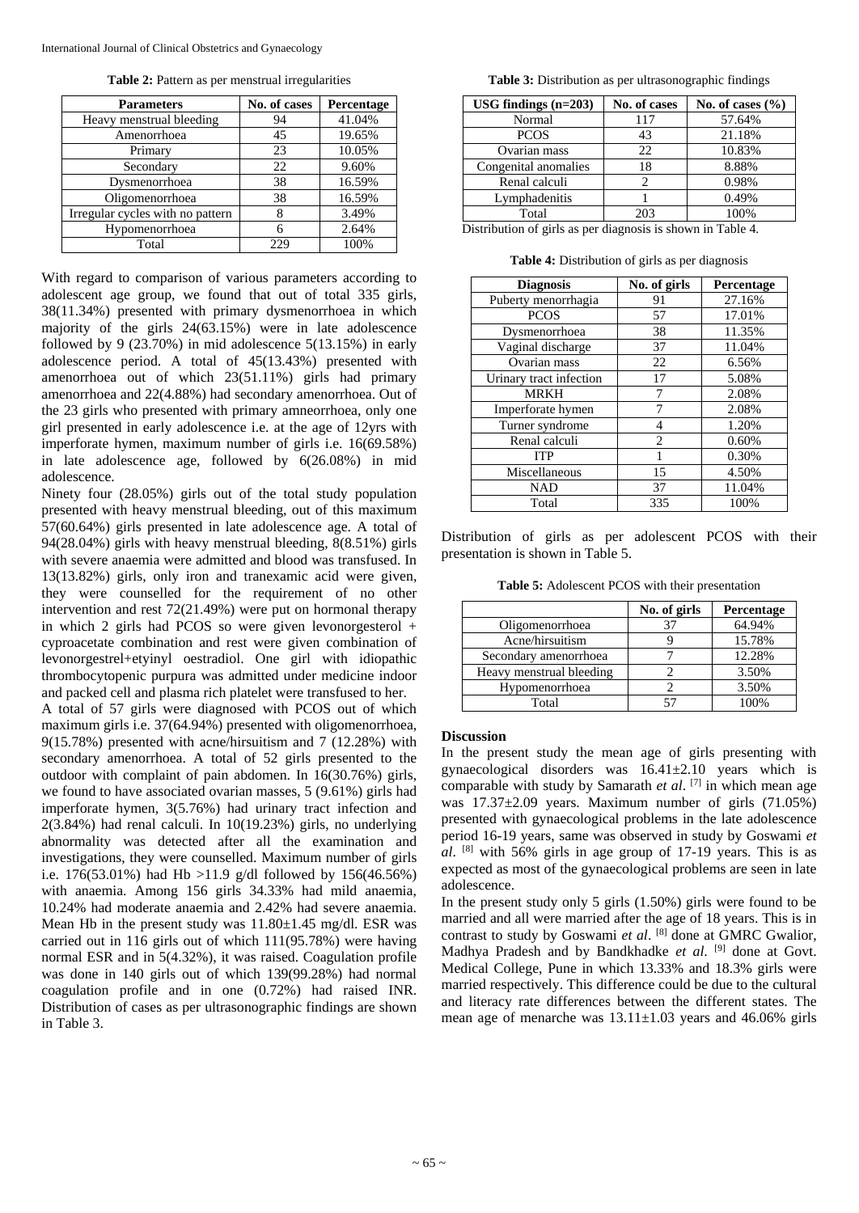**Table 2:** Pattern as per menstrual irregularities

| Parameters | No. of cases | Percentage |
|---|---|---|
| Heavy menstrual bleeding | 94 | 41.04% |
| Amenorrhoea | 45 | 19.65% |
| Primary | 23 | 10.05% |
| Secondary | 22 | 9.60% |
| Dysmenorrhoea | 38 | 16.59% |
| Oligomenorrhoea | 38 | 16.59% |
| Irregular cycles with no pattern | 8 | 3.49% |
| Hypomenorrhoea | 6 | 2.64% |
| Total | 229 | 100% |

With regard to comparison of various parameters according to adolescent age group, we found that out of total 335 girls, 38(11.34%) presented with primary dysmenorrhoea in which majority of the girls 24(63.15%) were in late adolescence followed by 9 (23.70%) in mid adolescence 5(13.15%) in early adolescence period. A total of 45(13.43%) presented with amenorrhoea out of which 23(51.11%) girls had primary amenorrhoea and 22(4.88%) had secondary amenorrhoea. Out of the 23 girls who presented with primary amneorrhoea, only one girl presented in early adolescence i.e. at the age of 12yrs with imperforate hymen, maximum number of girls i.e. 16(69.58%) in late adolescence age, followed by 6(26.08%) in mid adolescence.

Ninety four (28.05%) girls out of the total study population presented with heavy menstrual bleeding, out of this maximum 57(60.64%) girls presented in late adolescence age. A total of 94(28.04%) girls with heavy menstrual bleeding, 8(8.51%) girls with severe anaemia were admitted and blood was transfused. In 13(13.82%) girls, only iron and tranexamic acid were given, they were counselled for the requirement of no other intervention and rest 72(21.49%) were put on hormonal therapy in which 2 girls had PCOS so were given levonorgesterol + cyproacetate combination and rest were given combination of levonorgestrel+etyinyl oestradiol. One girl with idiopathic thrombocytopenic purpura was admitted under medicine indoor and packed cell and plasma rich platelet were transfused to her.

A total of 57 girls were diagnosed with PCOS out of which maximum girls i.e. 37(64.94%) presented with oligomenorrhoea, 9(15.78%) presented with acne/hirsuitism and 7 (12.28%) with secondary amenorrhoea. A total of 52 girls presented to the outdoor with complaint of pain abdomen. In 16(30.76%) girls, we found to have associated ovarian masses, 5 (9.61%) girls had imperforate hymen, 3(5.76%) had urinary tract infection and 2(3.84%) had renal calculi. In 10(19.23%) girls, no underlying abnormality was detected after all the examination and investigations, they were counselled. Maximum number of girls i.e. 176(53.01%) had Hb >11.9 g/dl followed by 156(46.56%) with anaemia. Among 156 girls 34.33% had mild anaemia, 10.24% had moderate anaemia and 2.42% had severe anaemia. Mean Hb in the present study was 11.80±1.45 mg/dl. ESR was carried out in 116 girls out of which 111(95.78%) were having normal ESR and in 5(4.32%), it was raised. Coagulation profile was done in 140 girls out of which 139(99.28%) had normal coagulation profile and in one (0.72%) had raised INR. Distribution of cases as per ultrasonographic findings are shown in Table 3.

**Table 3:** Distribution as per ultrasonographic findings

| USG findings (n=203) | No. of cases | No. of cases (%) |
|---|---|---|
| Normal | 117 | 57.64% |
| PCOS | 43 | 21.18% |
| Ovarian mass | 22 | 10.83% |
| Congenital anomalies | 18 | 8.88% |
| Renal calculi | 2 | 0.98% |
| Lymphadenitis | 1 | 0.49% |
| Total | 203 | 100% |

Distribution of girls as per diagnosis is shown in Table 4.

**Table 4:** Distribution of girls as per diagnosis

| Diagnosis | No. of girls | Percentage |
|---|---|---|
| Puberty menorrhagia | 91 | 27.16% |
| PCOS | 57 | 17.01% |
| Dysmenorrhoea | 38 | 11.35% |
| Vaginal discharge | 37 | 11.04% |
| Ovarian mass | 22 | 6.56% |
| Urinary tract infection | 17 | 5.08% |
| MRKH | 7 | 2.08% |
| Imperforate hymen | 7 | 2.08% |
| Turner syndrome | 4 | 1.20% |
| Renal calculi | 2 | 0.60% |
| ITP | 1 | 0.30% |
| Miscellaneous | 15 | 4.50% |
| NAD | 37 | 11.04% |
| Total | 335 | 100% |

Distribution of girls as per adolescent PCOS with their presentation is shown in Table 5.

**Table 5:** Adolescent PCOS with their presentation

| | No. of girls | Percentage |
|---|---|---|
| Oligomenorrhoea | 37 | 64.94% |
| Acne/hirsuitism | 9 | 15.78% |
| Secondary amenorrhoea | 7 | 12.28% |
| Heavy menstrual bleeding | 2 | 3.50% |
| Hypomenorrhoea | 2 | 3.50% |
| Total | 57 | 100% |

## Discussion

In the present study the mean age of girls presenting with gynaecological disorders was 16.41±2.10 years which is comparable with study by Samarath *et al*. [7] in which mean age was 17.37±2.09 years. Maximum number of girls (71.05%) presented with gynaecological problems in the late adolescence period 16-19 years, same was observed in study by Goswami *et al*. [8] with 56% girls in age group of 17-19 years. This is as expected as most of the gynaecological problems are seen in late adolescence.

In the present study only 5 girls (1.50%) girls were found to be married and all were married after the age of 18 years. This is in contrast to study by Goswami *et al*. [8] done at GMRC Gwalior, Madhya Pradesh and by Bandkhadke *et al*. [9] done at Govt. Medical College, Pune in which 13.33% and 18.3% girls were married respectively. This difference could be due to the cultural and literacy rate differences between the different states. The mean age of menarche was 13.11±1.03 years and 46.06% girls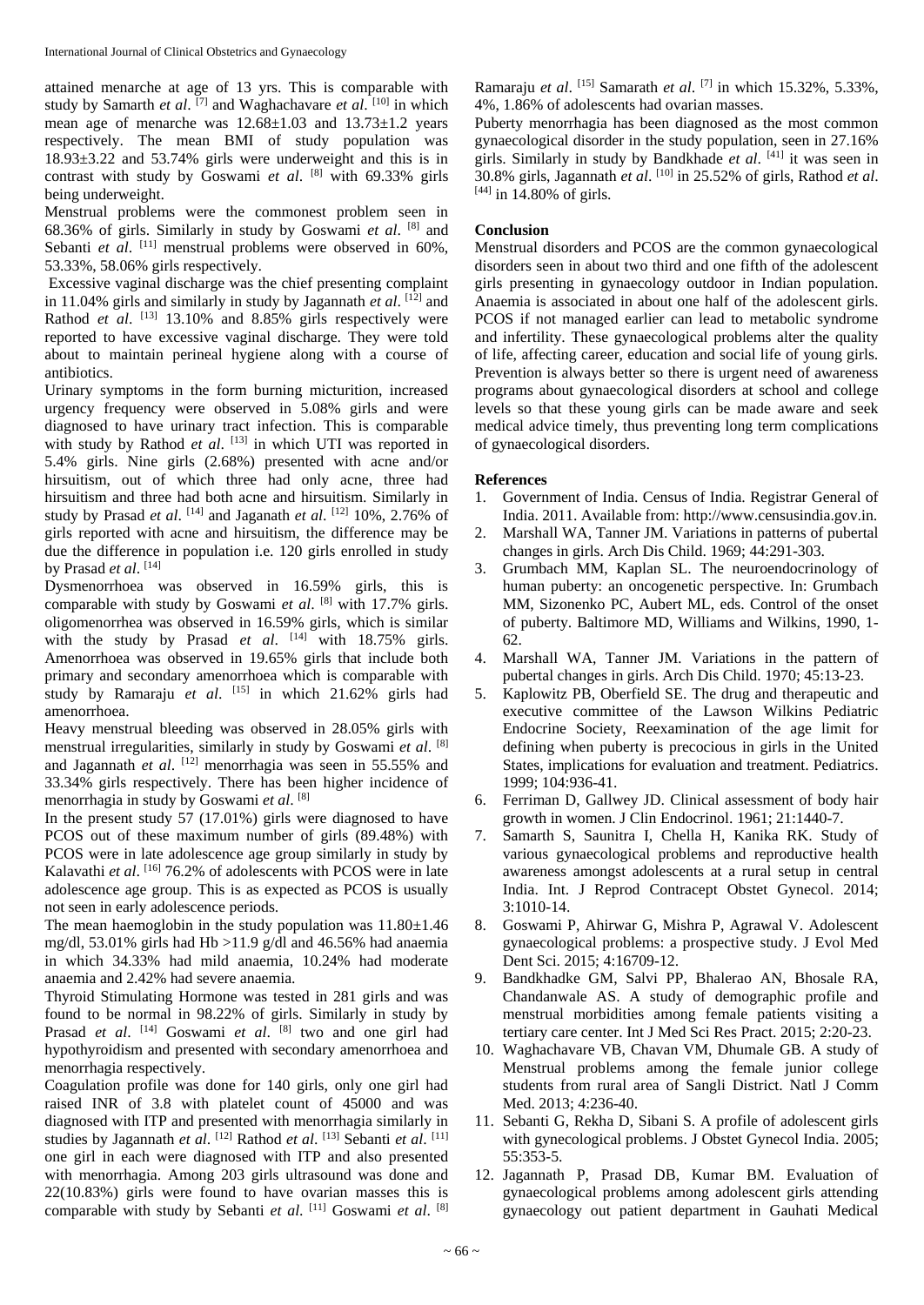attained menarche at age of 13 yrs. This is comparable with study by Samarth *et al*. [7] and Waghachavare *et al*. [10] in which mean age of menarche was 12.68±1.03 and 13.73±1.2 years respectively. The mean BMI of study population was 18.93±3.22 and 53.74% girls were underweight and this is in contrast with study by Goswami *et al*. [8] with 69.33% girls being underweight.

Menstrual problems were the commonest problem seen in 68.36% of girls. Similarly in study by Goswami *et al*. [8] and Sebanti *et al*. [11] menstrual problems were observed in 60%, 53.33%, 58.06% girls respectively.

Excessive vaginal discharge was the chief presenting complaint in 11.04% girls and similarly in study by Jagannath *et al*. [12] and Rathod *et al*. [13] 13.10% and 8.85% girls respectively were reported to have excessive vaginal discharge. They were told about to maintain perineal hygiene along with a course of antibiotics.

Urinary symptoms in the form burning micturition, increased urgency frequency were observed in 5.08% girls and were diagnosed to have urinary tract infection. This is comparable with study by Rathod *et al*. [13] in which UTI was reported in 5.4% girls. Nine girls (2.68%) presented with acne and/or hirsuitism, out of which three had only acne, three had hirsuitism and three had both acne and hirsuitism. Similarly in study by Prasad *et al*. [14] and Jaganath *et al*. [12] 10%, 2.76% of girls reported with acne and hirsuitism, the difference may be due the difference in population i.e. 120 girls enrolled in study by Prasad *et al*. [14]

Dysmenorrhoea was observed in 16.59% girls, this is comparable with study by Goswami *et al*. [8] with 17.7% girls. oligomenorrhea was observed in 16.59% girls, which is similar with the study by Prasad *et al*. [14] with 18.75% girls. Amenorrhoea was observed in 19.65% girls that include both primary and secondary amenorrhoea which is comparable with study by Ramaraju *et al*. [15] in which 21.62% girls had amenorrhoea.

Heavy menstrual bleeding was observed in 28.05% girls with menstrual irregularities, similarly in study by Goswami *et al*. [8] and Jagannath *et al*. [12] menorrhagia was seen in 55.55% and 33.34% girls respectively. There has been higher incidence of menorrhagia in study by Goswami *et al*. [8]

In the present study 57 (17.01%) girls were diagnosed to have PCOS out of these maximum number of girls (89.48%) with PCOS were in late adolescence age group similarly in study by Kalavathi *et al*. [16] 76.2% of adolescents with PCOS were in late adolescence age group. This is as expected as PCOS is usually not seen in early adolescence periods.

The mean haemoglobin in the study population was 11.80±1.46 mg/dl, 53.01% girls had Hb >11.9 g/dl and 46.56% had anaemia in which 34.33% had mild anaemia, 10.24% had moderate anaemia and 2.42% had severe anaemia.

Thyroid Stimulating Hormone was tested in 281 girls and was found to be normal in 98.22% of girls. Similarly in study by Prasad *et al*. [14] Goswami *et al*. [8] two and one girl had hypothyroidism and presented with secondary amenorrhoea and menorrhagia respectively.

Coagulation profile was done for 140 girls, only one girl had raised INR of 3.8 with platelet count of 45000 and was diagnosed with ITP and presented with menorrhagia similarly in studies by Jagannath *et al*. [12] Rathod *et al*. [13] Sebanti *et al*. [11] one girl in each were diagnosed with ITP and also presented with menorrhagia. Among 203 girls ultrasound was done and 22(10.83%) girls were found to have ovarian masses this is comparable with study by Sebanti *et al*. [11] Goswami *et al*. [8] Ramaraju *et al*. [15] Samarath *et al*. [7] in which 15.32%, 5.33%, 4%, 1.86% of adolescents had ovarian masses.

Puberty menorrhagia has been diagnosed as the most common gynaecological disorder in the study population, seen in 27.16% girls. Similarly in study by Bandkhade *et al*. [41] it was seen in 30.8% girls, Jagannath *et al*. [10] in 25.52% of girls, Rathod *et al*. [44] in 14.80% of girls.

## Conclusion

Menstrual disorders and PCOS are the common gynaecological disorders seen in about two third and one fifth of the adolescent girls presenting in gynaecology outdoor in Indian population. Anaemia is associated in about one half of the adolescent girls. PCOS if not managed earlier can lead to metabolic syndrome and infertility. These gynaecological problems alter the quality of life, affecting career, education and social life of young girls. Prevention is always better so there is urgent need of awareness programs about gynaecological disorders at school and college levels so that these young girls can be made aware and seek medical advice timely, thus preventing long term complications of gynaecological disorders.

## References

1. Government of India. Census of India. Registrar General of India. 2011. Available from: http://www.censusindia.gov.in.
2. Marshall WA, Tanner JM. Variations in patterns of pubertal changes in girls. Arch Dis Child. 1969; 44:291-303.
3. Grumbach MM, Kaplan SL. The neuroendocrinology of human puberty: an oncogenetic perspective. In: Grumbach MM, Sizonenko PC, Aubert ML, eds. Control of the onset of puberty. Baltimore MD, Williams and Wilkins, 1990, 1-62.
4. Marshall WA, Tanner JM. Variations in the pattern of pubertal changes in girls. Arch Dis Child. 1970; 45:13-23.
5. Kaplowitz PB, Oberfield SE. The drug and therapeutic and executive committee of the Lawson Wilkins Pediatric Endocrine Society, Reexamination of the age limit for defining when puberty is precocious in girls in the United States, implications for evaluation and treatment. Pediatrics. 1999; 104:936-41.
6. Ferriman D, Gallwey JD. Clinical assessment of body hair growth in women. J Clin Endocrinol. 1961; 21:1440-7.
7. Samarth S, Saunitra I, Chella H, Kanika RK. Study of various gynaecological problems and reproductive health awareness amongst adolescents at a rural setup in central India. Int. J Reprod Contracept Obstet Gynecol. 2014; 3:1010-14.
8. Goswami P, Ahirwar G, Mishra P, Agrawal V. Adolescent gynaecological problems: a prospective study. J Evol Med Dent Sci. 2015; 4:16709-12.
9. Bandkhadke GM, Salvi PP, Bhalerao AN, Bhosale RA, Chandanwale AS. A study of demographic profile and menstrual morbidities among female patients visiting a tertiary care center. Int J Med Sci Res Pract. 2015; 2:20-23.
10. Waghachavare VB, Chavan VM, Dhumale GB. A study of Menstrual problems among the female junior college students from rural area of Sangli District. Natl J Comm Med. 2013; 4:236-40.
11. Sebanti G, Rekha D, Sibani S. A profile of adolescent girls with gynecological problems. J Obstet Gynecol India. 2005; 55:353-5.
12. Jagannath P, Prasad DB, Kumar BM. Evaluation of gynaecological problems among adolescent girls attending gynaecology out patient department in Gauhati Medical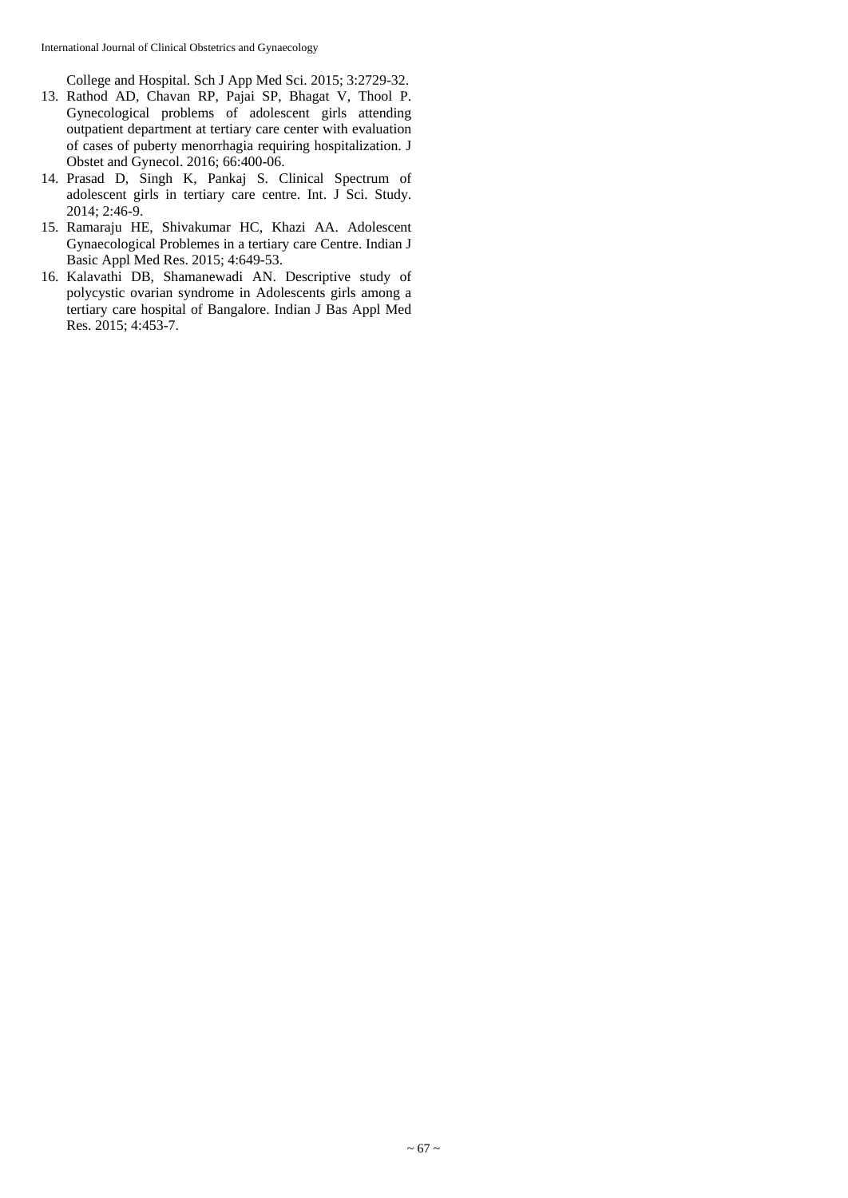College and Hospital. Sch J App Med Sci. 2015; 3:2729-32.

13. Rathod AD, Chavan RP, Pajai SP, Bhagat V, Thool P. Gynecological problems of adolescent girls attending outpatient department at tertiary care center with evaluation of cases of puberty menorrhagia requiring hospitalization. J Obstet and Gynecol. 2016; 66:400-06.
14. Prasad D, Singh K, Pankaj S. Clinical Spectrum of adolescent girls in tertiary care centre. Int. J Sci. Study. 2014; 2:46-9.
15. Ramaraju HE, Shivakumar HC, Khazi AA. Adolescent Gynaecological Problemes in a tertiary care Centre. Indian J Basic Appl Med Res. 2015; 4:649-53.
16. Kalavathi DB, Shamanewadi AN. Descriptive study of polycystic ovarian syndrome in Adolescents girls among a tertiary care hospital of Bangalore. Indian J Bas Appl Med Res. 2015; 4:453-7.